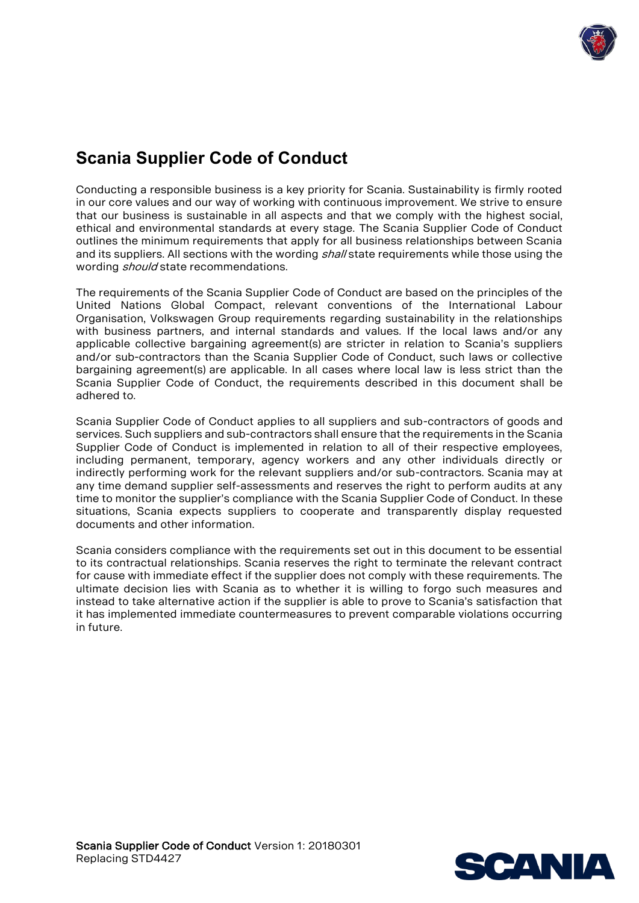# Scania Supplier Code of Conduct

Conducting a responsible business is a key priority for Scania. Sustainability is firmly rooted in our core values and our way of working with continuous improvement. We strive to ensure that our business is sustainable in all aspects and that we comply with the highest social, ethical and environmental standards at every stage. The Scania Supplier Code of Conduct outlines the minimum requirements that apply for all business relationships between Scania and its suppliers. All sections with the wording *shall* state requirements while those using the wording *should* state recommendations.

The requirements of the Scania Supplier Code of Conduct are based on the principles of the United Nations Global Compact, relevant conventions of the International Labour Organisation, Volkswagen Group requirements regarding sustainability in the relationships with business partners, and internal standards and values. If the local laws and/or any applicable collective bargaining agreement(s) are stricter in relation to Scania's suppliers and/or sub-contractors than the Scania Supplier Code of Conduct, such laws or collective bargaining agreement(s) are applicable. In all cases where local law is less strict than the Scania Supplier Code of Conduct, the requirements described in this document shall be adhered to.

Scania Supplier Code of Conduct applies to all suppliers and sub-contractors of goods and services. Such suppliers and sub-contractors shall ensure that the requirements in the Scania Supplier Code of Conduct is implemented in relation to all of their respective employees, including permanent, temporary, agency workers and any other individuals directly or indirectly performing work for the relevant suppliers and/or sub-contractors. Scania may at any time demand supplier self-assessments and reserves the right to perform audits at any time to monitor the supplier's compliance with the Scania Supplier Code of Conduct. In these situations, Scania expects suppliers to cooperate and transparently display requested documents and other information.

Scania considers compliance with the requirements set out in this document to be essential to its contractual relationships. Scania reserves the right to terminate the relevant contract for cause with immediate effect if the supplier does not comply with these requirements. The ultimate decision lies with Scania as to whether it is willing to forgo such measures and instead to take alternative action if the supplier is able to prove to Scania's satisfaction that it has implemented immediate countermeasures to prevent comparable violations occurring in future.

**Scania Supplier Code of Conduct** Version 1: 20180301
Replacing STD4427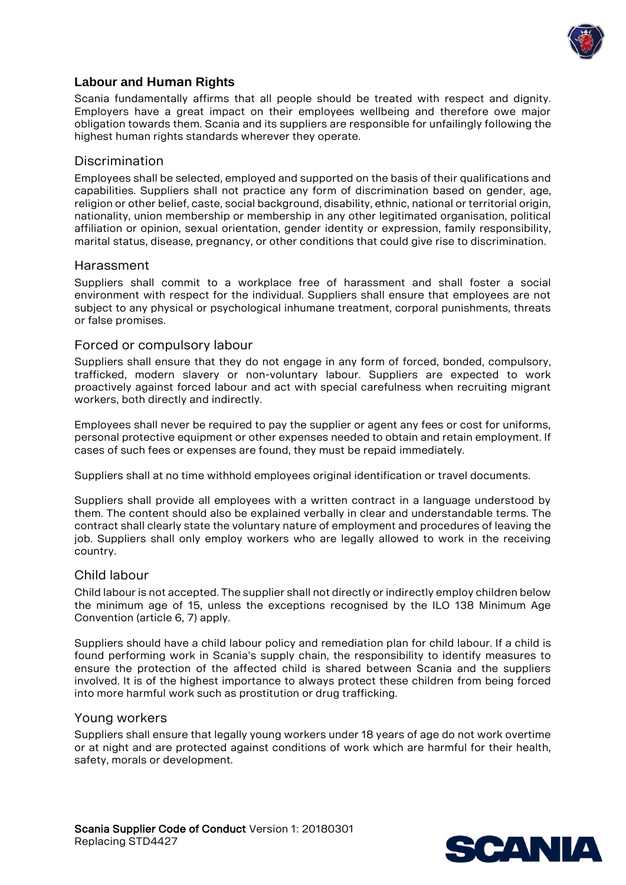## Labour and Human Rights

Scania fundamentally affirms that all people should be treated with respect and dignity. Employers have a great impact on their employees wellbeing and therefore owe major obligation towards them. Scania and its suppliers are responsible for unfailingly following the highest human rights standards wherever they operate.

### Discrimination

Employees shall be selected, employed and supported on the basis of their qualifications and capabilities. Suppliers shall not practice any form of discrimination based on gender, age, religion or other belief, caste, social background, disability, ethnic, national or territorial origin, nationality, union membership or membership in any other legitimated organisation, political affiliation or opinion, sexual orientation, gender identity or expression, family responsibility, marital status, disease, pregnancy, or other conditions that could give rise to discrimination.

### Harassment

Suppliers shall commit to a workplace free of harassment and shall foster a social environment with respect for the individual. Suppliers shall ensure that employees are not subject to any physical or psychological inhumane treatment, corporal punishments, threats or false promises.

### Forced or compulsory labour

Suppliers shall ensure that they do not engage in any form of forced, bonded, compulsory, trafficked, modern slavery or non-voluntary labour. Suppliers are expected to work proactively against forced labour and act with special carefulness when recruiting migrant workers, both directly and indirectly.

Employees shall never be required to pay the supplier or agent any fees or cost for uniforms, personal protective equipment or other expenses needed to obtain and retain employment. If cases of such fees or expenses are found, they must be repaid immediately.

Suppliers shall at no time withhold employees original identification or travel documents.

Suppliers shall provide all employees with a written contract in a language understood by them. The content should also be explained verbally in clear and understandable terms. The contract shall clearly state the voluntary nature of employment and procedures of leaving the job. Suppliers shall only employ workers who are legally allowed to work in the receiving country.

### Child labour

Child labour is not accepted. The supplier shall not directly or indirectly employ children below the minimum age of 15, unless the exceptions recognised by the ILO 138 Minimum Age Convention (article 6, 7) apply.

Suppliers should have a child labour policy and remediation plan for child labour. If a child is found performing work in Scania's supply chain, the responsibility to identify measures to ensure the protection of the affected child is shared between Scania and the suppliers involved. It is of the highest importance to always protect these children from being forced into more harmful work such as prostitution or drug trafficking.

### Young workers

Suppliers shall ensure that legally young workers under 18 years of age do not work overtime or at night and are protected against conditions of work which are harmful for their health, safety, morals or development.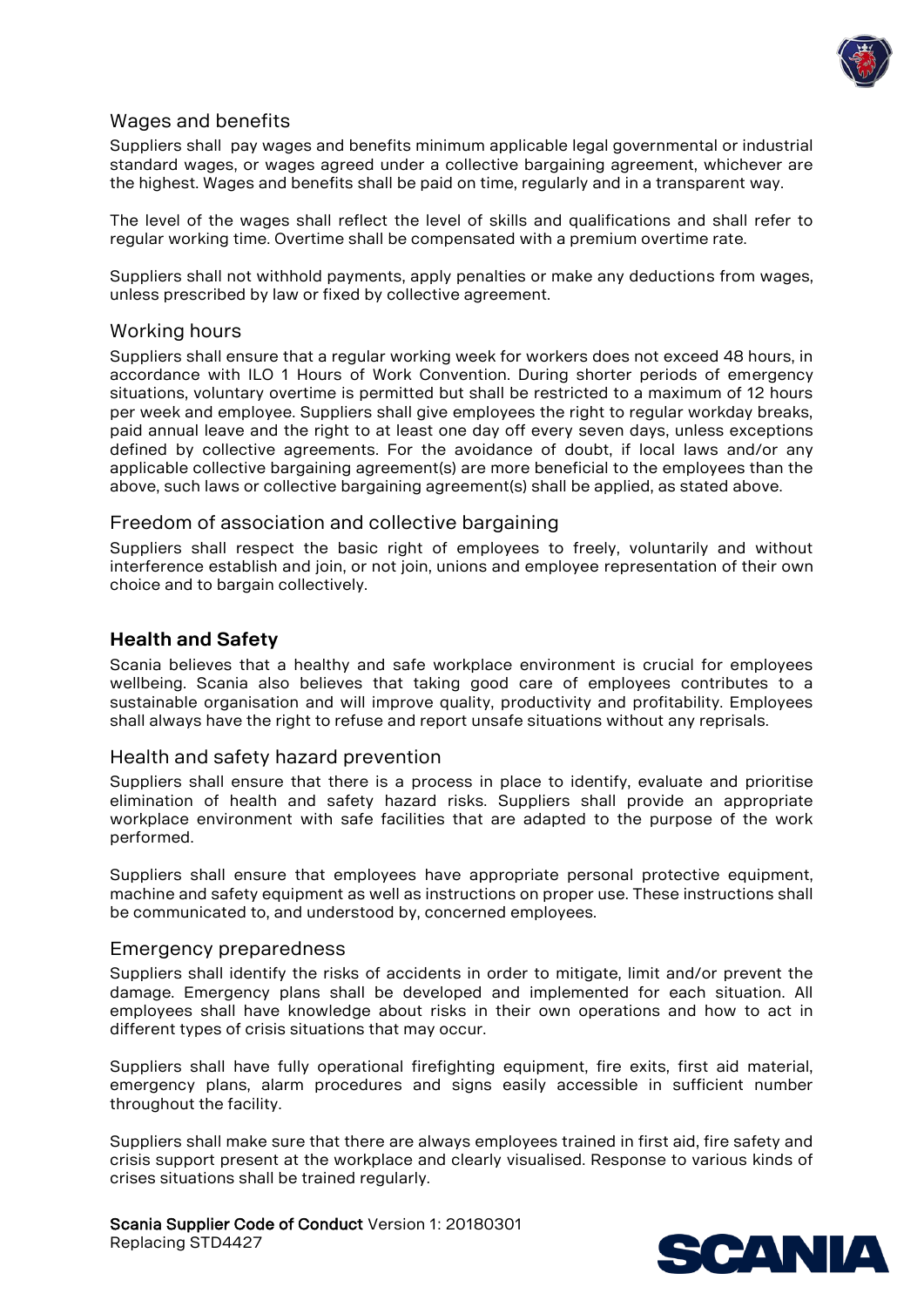### Wages and benefits

Suppliers shall pay wages and benefits minimum applicable legal governmental or industrial standard wages, or wages agreed under a collective bargaining agreement, whichever are the highest. Wages and benefits shall be paid on time, regularly and in a transparent way.

The level of the wages shall reflect the level of skills and qualifications and shall refer to regular working time. Overtime shall be compensated with a premium overtime rate.

Suppliers shall not withhold payments, apply penalties or make any deductions from wages, unless prescribed by law or fixed by collective agreement.

### Working hours

Suppliers shall ensure that a regular working week for workers does not exceed 48 hours, in accordance with ILO 1 Hours of Work Convention. During shorter periods of emergency situations, voluntary overtime is permitted but shall be restricted to a maximum of 12 hours per week and employee. Suppliers shall give employees the right to regular workday breaks, paid annual leave and the right to at least one day off every seven days, unless exceptions defined by collective agreements. For the avoidance of doubt, if local laws and/or any applicable collective bargaining agreement(s) are more beneficial to the employees than the above, such laws or collective bargaining agreement(s) shall be applied, as stated above.

### Freedom of association and collective bargaining

Suppliers shall respect the basic right of employees to freely, voluntarily and without interference establish and join, or not join, unions and employee representation of their own choice and to bargain collectively.

## Health and Safety

Scania believes that a healthy and safe workplace environment is crucial for employees wellbeing. Scania also believes that taking good care of employees contributes to a sustainable organisation and will improve quality, productivity and profitability. Employees shall always have the right to refuse and report unsafe situations without any reprisals.

### Health and safety hazard prevention

Suppliers shall ensure that there is a process in place to identify, evaluate and prioritise elimination of health and safety hazard risks. Suppliers shall provide an appropriate workplace environment with safe facilities that are adapted to the purpose of the work performed.

Suppliers shall ensure that employees have appropriate personal protective equipment, machine and safety equipment as well as instructions on proper use. These instructions shall be communicated to, and understood by, concerned employees.

### Emergency preparedness

Suppliers shall identify the risks of accidents in order to mitigate, limit and/or prevent the damage. Emergency plans shall be developed and implemented for each situation. All employees shall have knowledge about risks in their own operations and how to act in different types of crisis situations that may occur.

Suppliers shall have fully operational firefighting equipment, fire exits, first aid material, emergency plans, alarm procedures and signs easily accessible in sufficient number throughout the facility.

Suppliers shall make sure that there are always employees trained in first aid, fire safety and crisis support present at the workplace and clearly visualised. Response to various kinds of crises situations shall be trained regularly.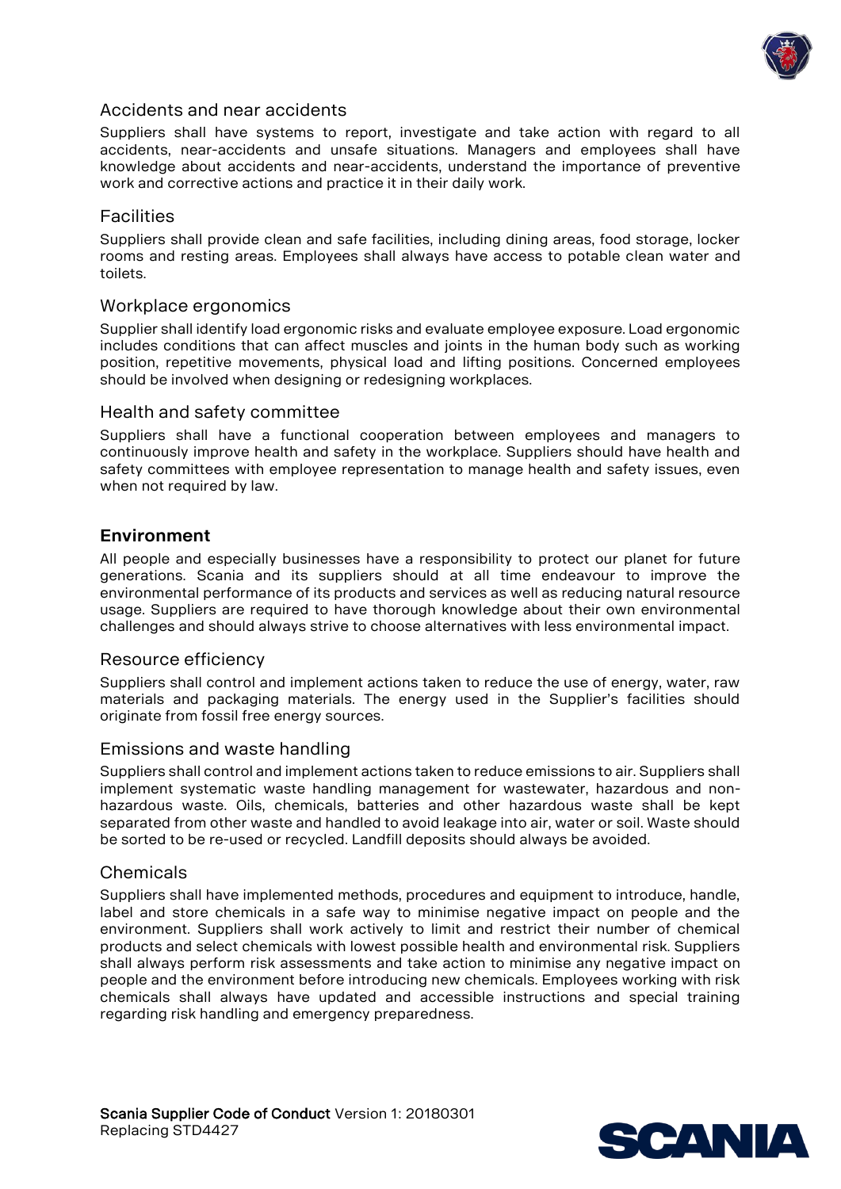### Accidents and near accidents

Suppliers shall have systems to report, investigate and take action with regard to all accidents, near-accidents and unsafe situations. Managers and employees shall have knowledge about accidents and near-accidents, understand the importance of preventive work and corrective actions and practice it in their daily work.

### Facilities

Suppliers shall provide clean and safe facilities, including dining areas, food storage, locker rooms and resting areas. Employees shall always have access to potable clean water and toilets.

### Workplace ergonomics

Supplier shall identify load ergonomic risks and evaluate employee exposure. Load ergonomic includes conditions that can affect muscles and joints in the human body such as working position, repetitive movements, physical load and lifting positions. Concerned employees should be involved when designing or redesigning workplaces.

### Health and safety committee

Suppliers shall have a functional cooperation between employees and managers to continuously improve health and safety in the workplace. Suppliers should have health and safety committees with employee representation to manage health and safety issues, even when not required by law.

## Environment

All people and especially businesses have a responsibility to protect our planet for future generations. Scania and its suppliers should at all time endeavour to improve the environmental performance of its products and services as well as reducing natural resource usage. Suppliers are required to have thorough knowledge about their own environmental challenges and should always strive to choose alternatives with less environmental impact.

### Resource efficiency

Suppliers shall control and implement actions taken to reduce the use of energy, water, raw materials and packaging materials. The energy used in the Supplier's facilities should originate from fossil free energy sources.

### Emissions and waste handling

Suppliers shall control and implement actions taken to reduce emissions to air. Suppliers shall implement systematic waste handling management for wastewater, hazardous and non-hazardous waste. Oils, chemicals, batteries and other hazardous waste shall be kept separated from other waste and handled to avoid leakage into air, water or soil. Waste should be sorted to be re-used or recycled. Landfill deposits should always be avoided.

### Chemicals

Suppliers shall have implemented methods, procedures and equipment to introduce, handle, label and store chemicals in a safe way to minimise negative impact on people and the environment. Suppliers shall work actively to limit and restrict their number of chemical products and select chemicals with lowest possible health and environmental risk. Suppliers shall always perform risk assessments and take action to minimise any negative impact on people and the environment before introducing new chemicals. Employees working with risk chemicals shall always have updated and accessible instructions and special training regarding risk handling and emergency preparedness.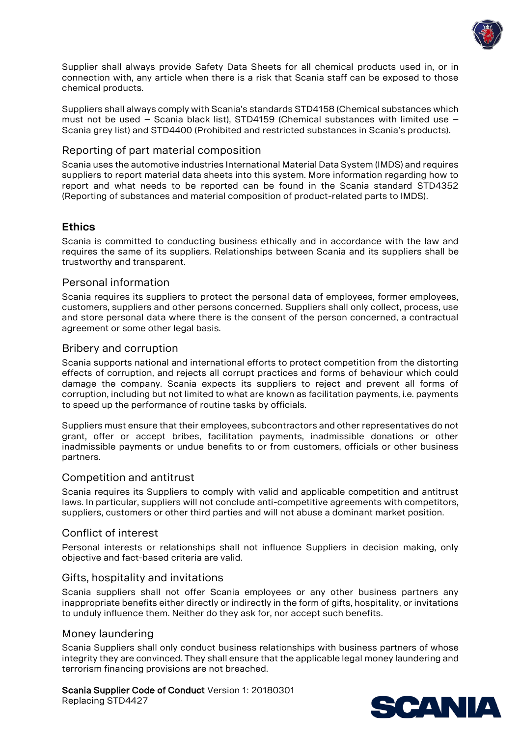Supplier shall always provide Safety Data Sheets for all chemical products used in, or in connection with, any article when there is a risk that Scania staff can be exposed to those chemical products.

Suppliers shall always comply with Scania's standards STD4158 (Chemical substances which must not be used – Scania black list), STD4159 (Chemical substances with limited use – Scania grey list) and STD4400 (Prohibited and restricted substances in Scania's products).

### Reporting of part material composition

Scania uses the automotive industries International Material Data System (IMDS) and requires suppliers to report material data sheets into this system. More information regarding how to report and what needs to be reported can be found in the Scania standard STD4352 (Reporting of substances and material composition of product-related parts to IMDS).

## Ethics

Scania is committed to conducting business ethically and in accordance with the law and requires the same of its suppliers. Relationships between Scania and its suppliers shall be trustworthy and transparent.

### Personal information

Scania requires its suppliers to protect the personal data of employees, former employees, customers, suppliers and other persons concerned. Suppliers shall only collect, process, use and store personal data where there is the consent of the person concerned, a contractual agreement or some other legal basis.

### Bribery and corruption

Scania supports national and international efforts to protect competition from the distorting effects of corruption, and rejects all corrupt practices and forms of behaviour which could damage the company. Scania expects its suppliers to reject and prevent all forms of corruption, including but not limited to what are known as facilitation payments, i.e. payments to speed up the performance of routine tasks by officials.

Suppliers must ensure that their employees, subcontractors and other representatives do not grant, offer or accept bribes, facilitation payments, inadmissible donations or other inadmissible payments or undue benefits to or from customers, officials or other business partners.

### Competition and antitrust

Scania requires its Suppliers to comply with valid and applicable competition and antitrust laws. In particular, suppliers will not conclude anti-competitive agreements with competitors, suppliers, customers or other third parties and will not abuse a dominant market position.

### Conflict of interest

Personal interests or relationships shall not influence Suppliers in decision making, only objective and fact-based criteria are valid.

### Gifts, hospitality and invitations

Scania suppliers shall not offer Scania employees or any other business partners any inappropriate benefits either directly or indirectly in the form of gifts, hospitality, or invitations to unduly influence them. Neither do they ask for, nor accept such benefits.

### Money laundering

Scania Suppliers shall only conduct business relationships with business partners of whose integrity they are convinced. They shall ensure that the applicable legal money laundering and terrorism financing provisions are not breached.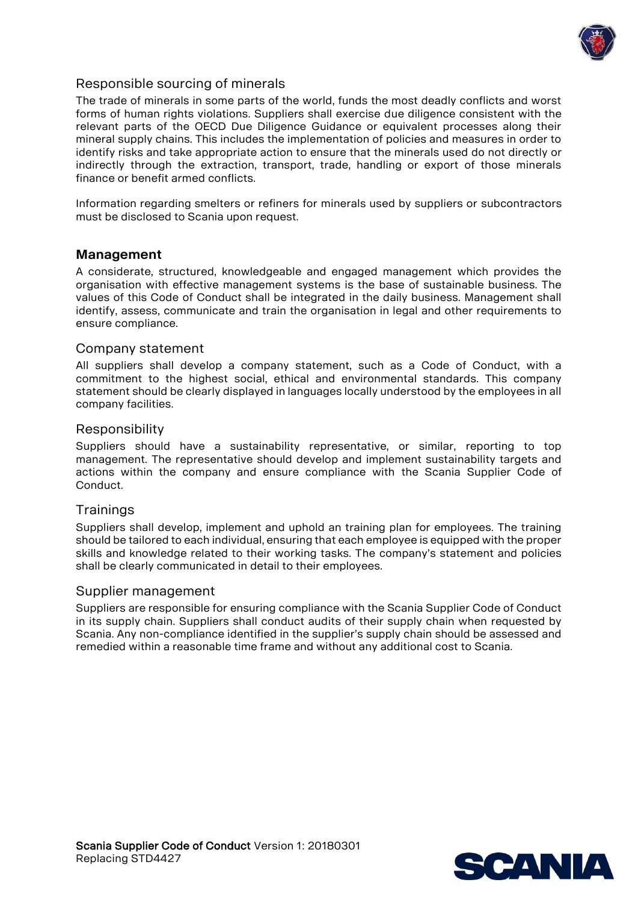### Responsible sourcing of minerals

The trade of minerals in some parts of the world, funds the most deadly conflicts and worst forms of human rights violations. Suppliers shall exercise due diligence consistent with the relevant parts of the OECD Due Diligence Guidance or equivalent processes along their mineral supply chains. This includes the implementation of policies and measures in order to identify risks and take appropriate action to ensure that the minerals used do not directly or indirectly through the extraction, transport, trade, handling or export of those minerals finance or benefit armed conflicts.

Information regarding smelters or refiners for minerals used by suppliers or subcontractors must be disclosed to Scania upon request.

## Management

A considerate, structured, knowledgeable and engaged management which provides the organisation with effective management systems is the base of sustainable business. The values of this Code of Conduct shall be integrated in the daily business. Management shall identify, assess, communicate and train the organisation in legal and other requirements to ensure compliance.

### Company statement

All suppliers shall develop a company statement, such as a Code of Conduct, with a commitment to the highest social, ethical and environmental standards. This company statement should be clearly displayed in languages locally understood by the employees in all company facilities.

### Responsibility

Suppliers should have a sustainability representative, or similar, reporting to top management. The representative should develop and implement sustainability targets and actions within the company and ensure compliance with the Scania Supplier Code of Conduct.

### Trainings

Suppliers shall develop, implement and uphold an training plan for employees. The training should be tailored to each individual, ensuring that each employee is equipped with the proper skills and knowledge related to their working tasks. The company's statement and policies shall be clearly communicated in detail to their employees.

### Supplier management

Suppliers are responsible for ensuring compliance with the Scania Supplier Code of Conduct in its supply chain. Suppliers shall conduct audits of their supply chain when requested by Scania. Any non-compliance identified in the supplier's supply chain should be assessed and remedied within a reasonable time frame and without any additional cost to Scania.